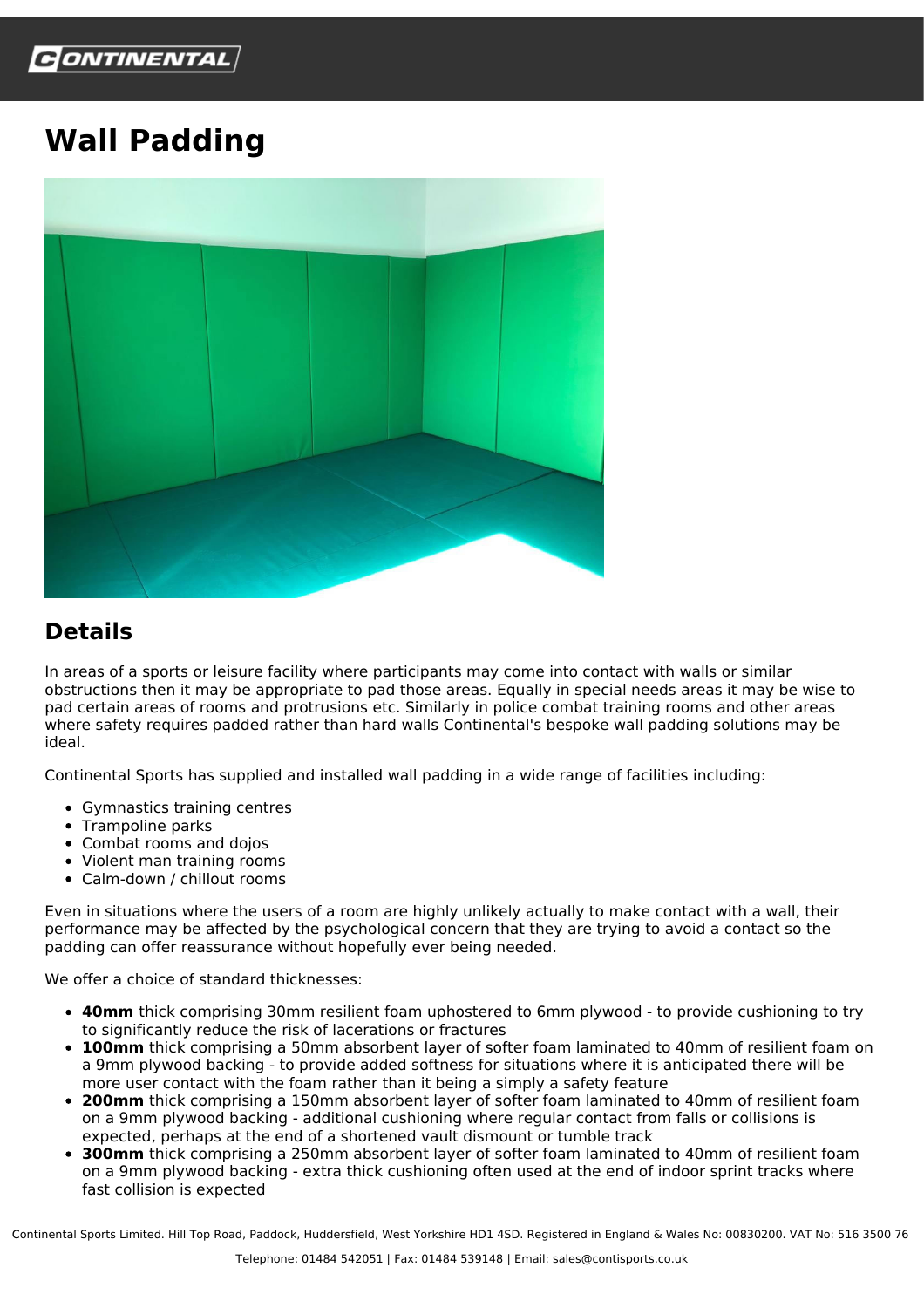# Wall Padding

## Details

In areas of a sports or leisure facility where participants may come into contact with walls or similar obstructions then it may be appropriate to pad those areas. Equally in special needs areas it may be wise to pad certain areas of rooms and protrusions etc. Similarly in police combat training rooms and other areas where safety requires padded rather than hard walls Continental's bespoke wall padding solutions may be ideal.

Continental Sports has supplied and installed wall padding in a wide range of facilities including:

- Gymnastics training centres
- Trampoline parks
- Combat rooms and dojos
- Violent man training rooms
- Calm-down / chillout rooms

Even in situations where the users of a room are highly unlikely actually to make contact with a wall, their performance may be affected by the psychological concern that they are trying to avoid a contact so the padding can offer reassurance without hopefully ever being needed.

We offer a choice of standard thicknesses:

- **40mm** thick comprising 30mm resilient foam uphostered to 6mm plywood - to provide cushioning to try to significantly reduce the risk of lacerations or fractures
- **100mm** thick comprising a 50mm absorbent layer of softer foam laminated to 40mm of resilient foam on a 9mm plywood backing - to provide added softness for situations where it is anticipated there will be more user contact with the foam rather than it being a simply a safety feature
- **200mm** thick comprising a 150mm absorbent layer of softer foam laminated to 40mm of resilient foam on a 9mm plywood backing - additional cushioning where regular contact from falls or collisions is expected, perhaps at the end of a shortened vault dismount or tumble track
- **300mm** thick comprising a 250mm absorbent layer of softer foam laminated to 40mm of resilient foam on a 9mm plywood backing - extra thick cushioning often used at the end of indoor sprint tracks where fast collision is expected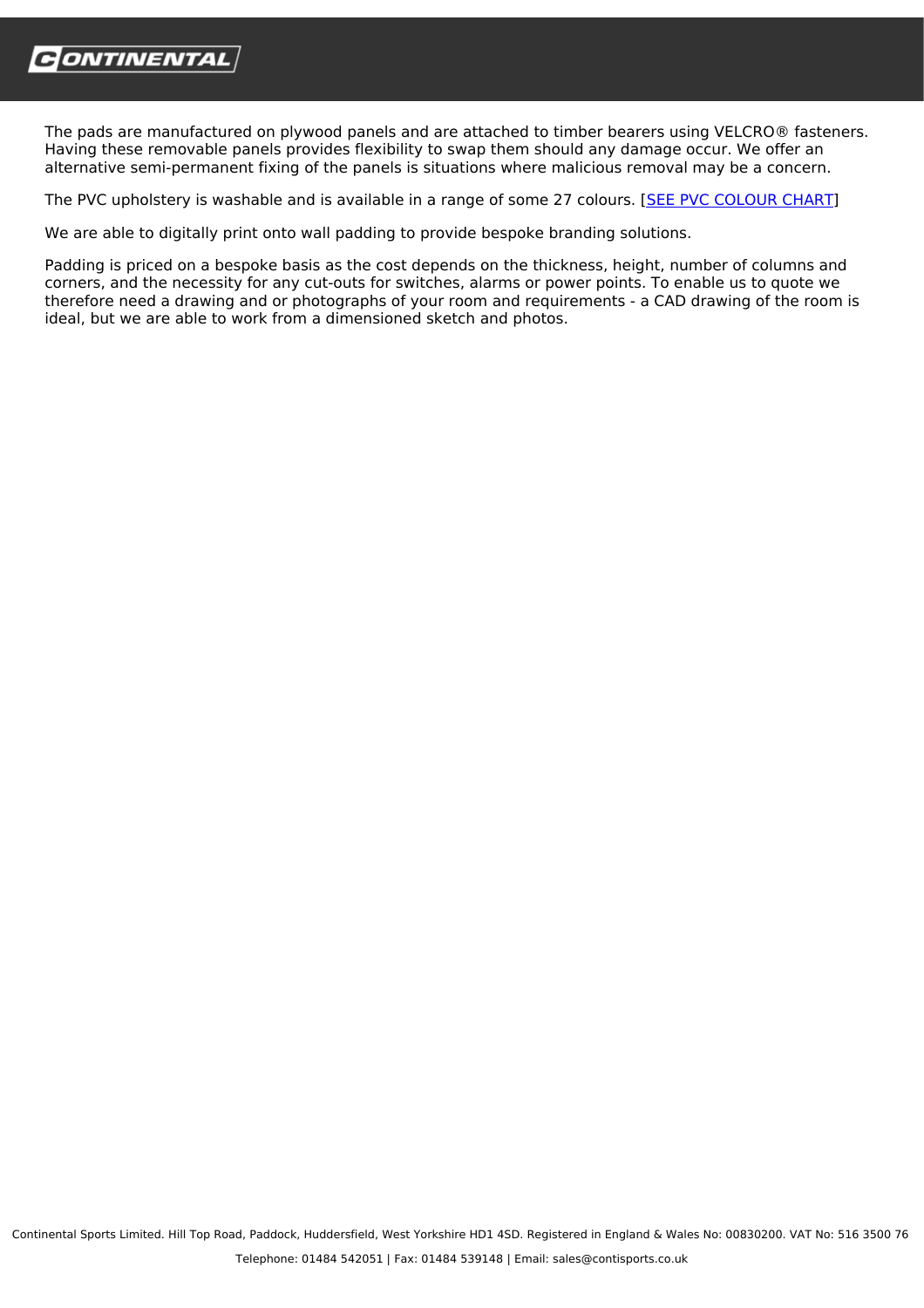The pads are manufactured on plywood panels and are attached to timber bearers using VELCRO® fasteners. Having these removable panels provides flexibility to swap them should any damage occur. We offer an alternative semi-permanent fixing of the panels is situations where malicious removal may be a concern.

The PVC upholstery is washable and is available in a range of some 27 colours. [SEE PVC COLOUR CHART]

We are able to digitally print onto wall padding to provide bespoke branding solutions.

Padding is priced on a bespoke basis as the cost depends on the thickness, height, number of columns and corners, and the necessity for any cut-outs for switches, alarms or power points. To enable us to quote we therefore need a drawing and or photographs of your room and requirements - a CAD drawing of the room is ideal, but we are able to work from a dimensioned sketch and photos.